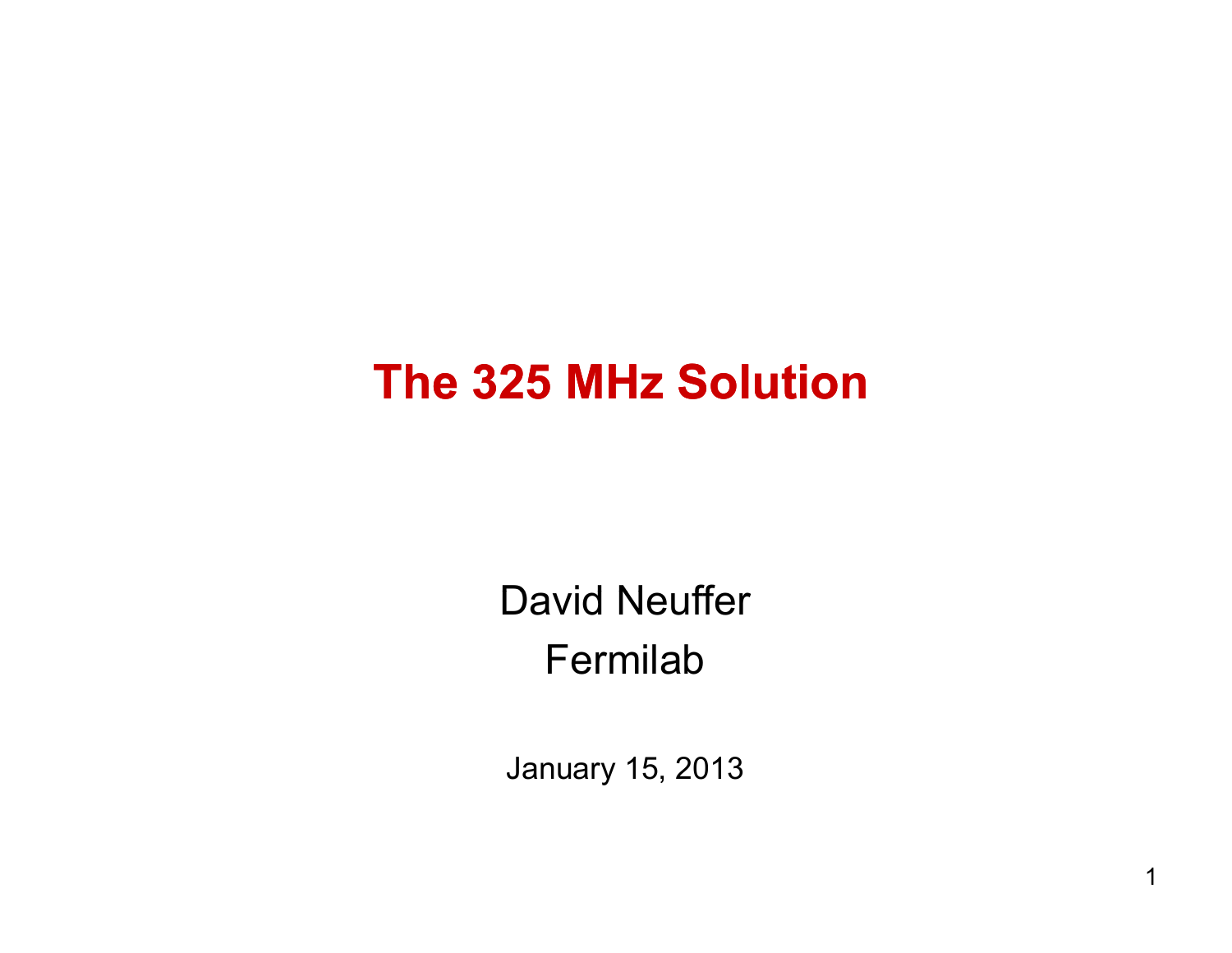# The 325 MHz Solution

David Neuffer

Fermilab

January 15, 2013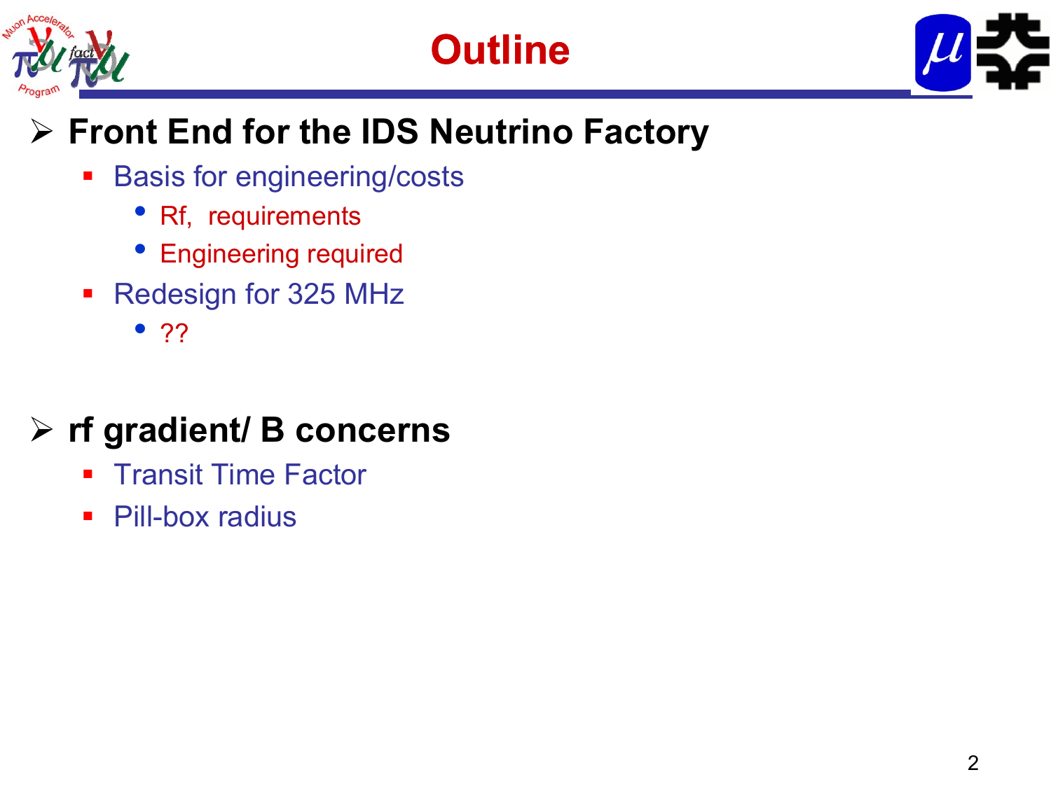# Outline

- **Front End for the IDS Neutrino Factory**
  - Basis for engineering/costs
    - Rf, requirements
    - Engineering required
  - Redesign for 325 MHz
    - ??

- **rf gradient/ B concerns**
  - Transit Time Factor
  - Pill-box radius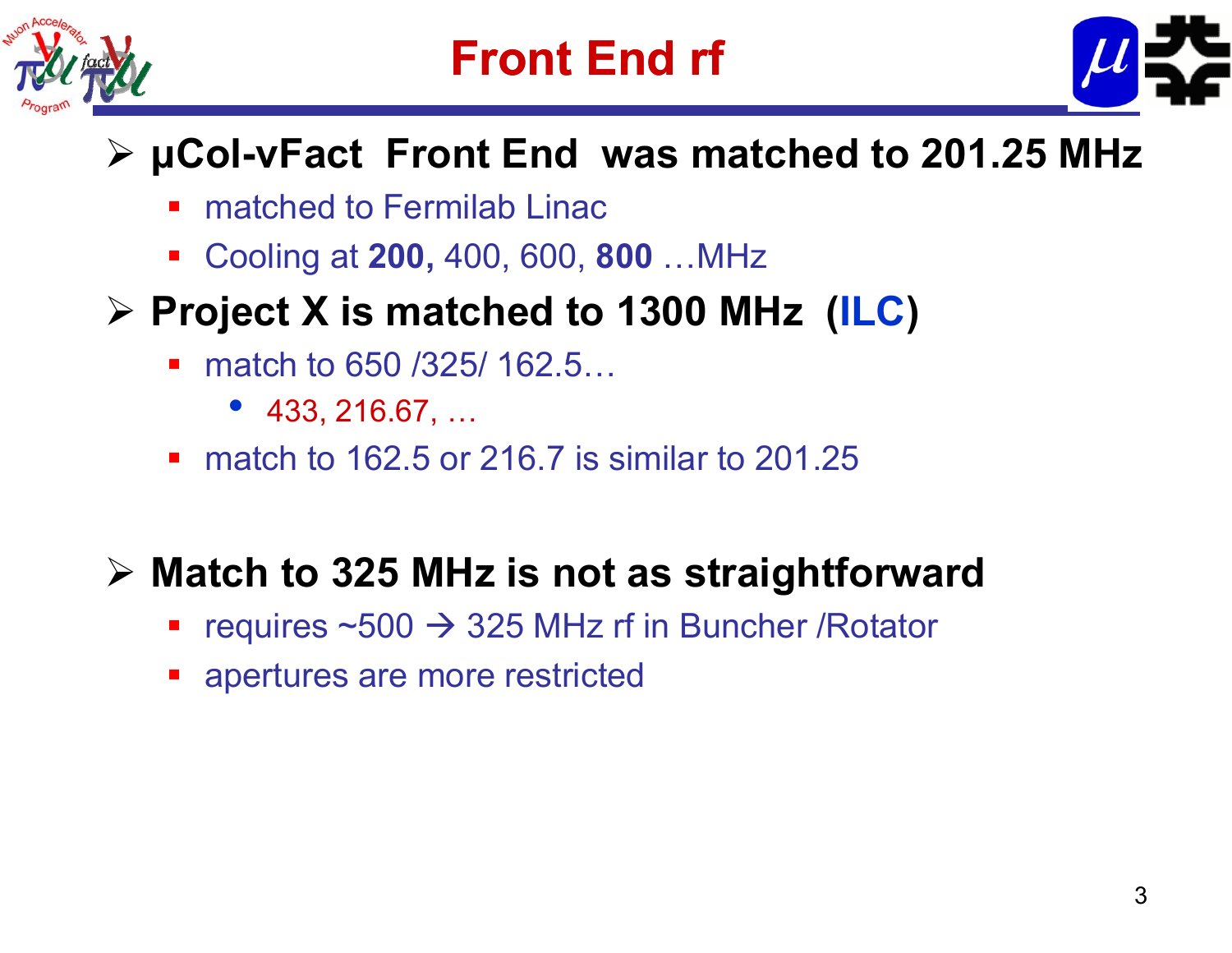# Front End rf

- **μCol-νFact Front End was matched to 201.25 MHz**
  - matched to Fermilab Linac
  - Cooling at **200,** 400, 600, **800** …MHz
- **Project X is matched to 1300 MHz (ILC)**
  - match to 650 /325/ 162.5…
    - 433, 216.67, …
  - match to 162.5 or 216.7 is similar to 201.25
- **Match to 325 MHz is not as straightforward**
  - requires ~500 → 325 MHz rf in Buncher /Rotator
  - apertures are more restricted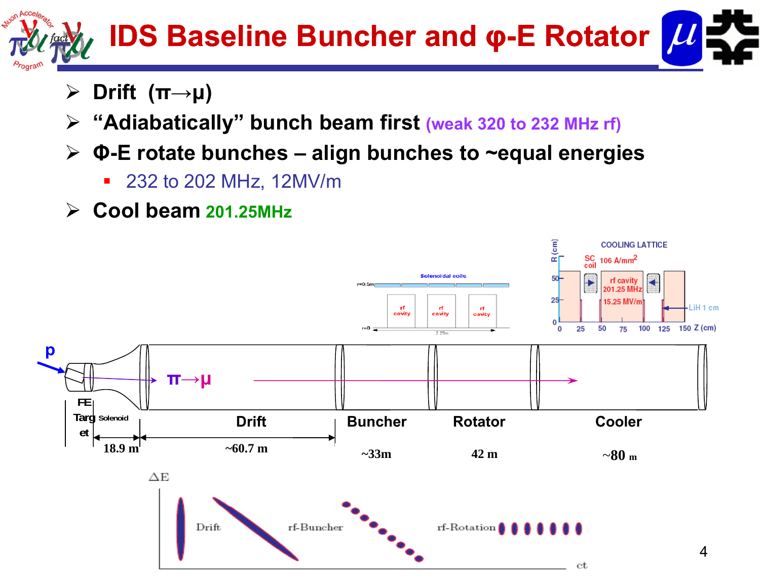# IDS Baseline Buncher and φ-E Rotator

- Drift ($\pi \rightarrow \mu$)
- "Adiabatically" bunch beam first (weak 320 to 232 MHz rf)
- Φ-E rotate bunches – align bunches to ~equal energies
  - 232 to 202 MHz, 12MV/m
- Cool beam 201.25MHz

| FE Target | Solenoid | Drift | Buncher | Rotator | Cooler |
|---|---|---|---|---|---|
| | 18.9 m | ~60.7 m | ~33m | 42 m | ~80 m |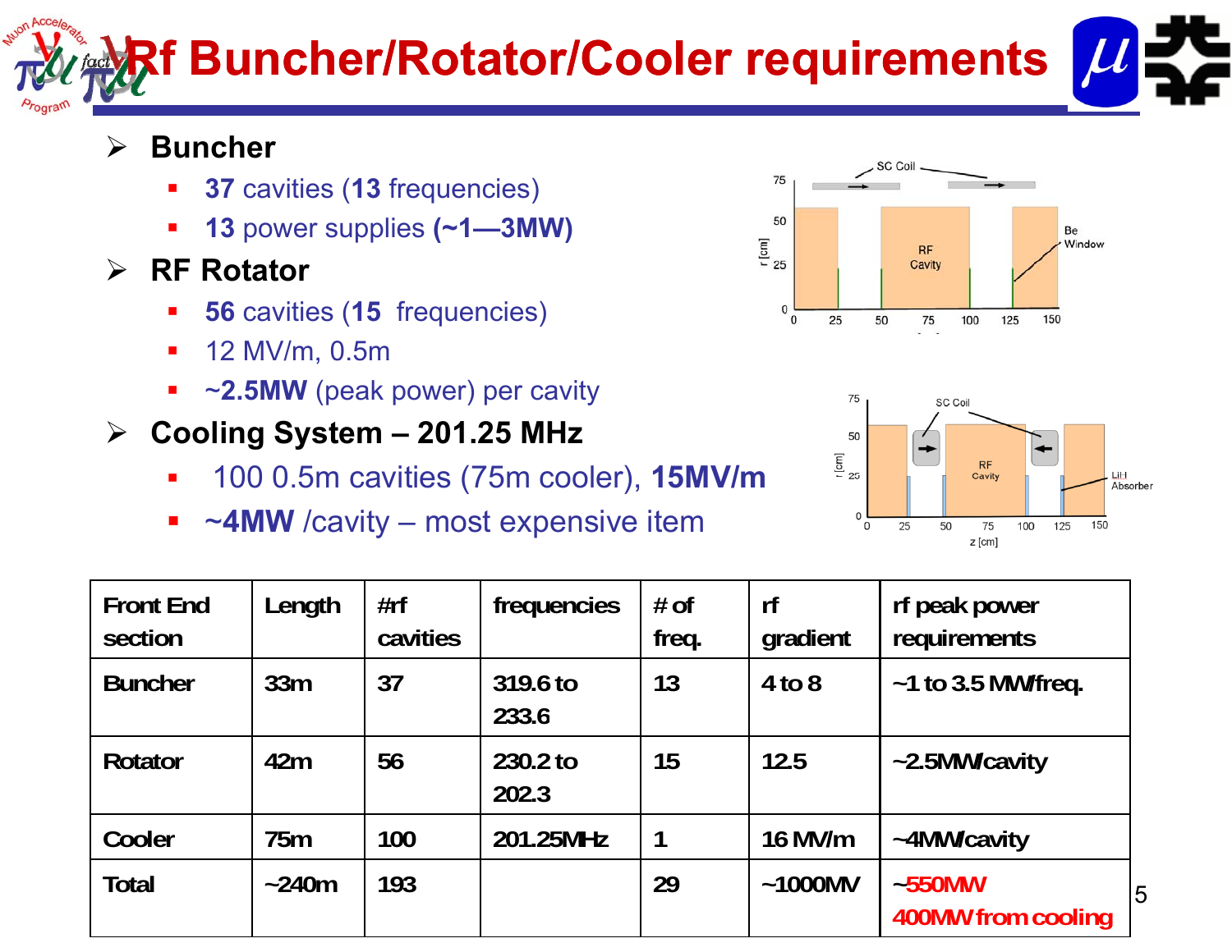# Rf Buncher/Rotator/Cooler requirements

- **Buncher**
  - **37** cavities (**13** frequencies)
  - **13** power supplies **(~1—3MW)**
- **RF Rotator**
  - **56** cavities (**15** frequencies)
  - 12 MV/m, 0.5m
  - **~2.5MW** (peak power) per cavity
- **Cooling System – 201.25 MHz**
  - 100 0.5m cavities (75m cooler), **15MV/m**
  - **~4MW** /cavity – most expensive item

| Front End section | Length | #rf cavities | frequencies | # of freq. | rf gradient | rf peak power requirements |
|---|---|---|---|---|---|---|
| Buncher | 33m | 37 | 319.6 to 233.6 | 13 | 4 to 8 | ~1 to 3.5 MW/freq. |
| Rotator | 42m | 56 | 230.2 to 202.3 | 15 | 12.5 | ~2.5MW/cavity |
| Cooler | 75m | 100 | 201.25MHz | 1 | 16 MV/m | ~4MW/cavity |
| Total | ~240m | 193 | | 29 | ~1000MV | ~550MW 400MW from cooling |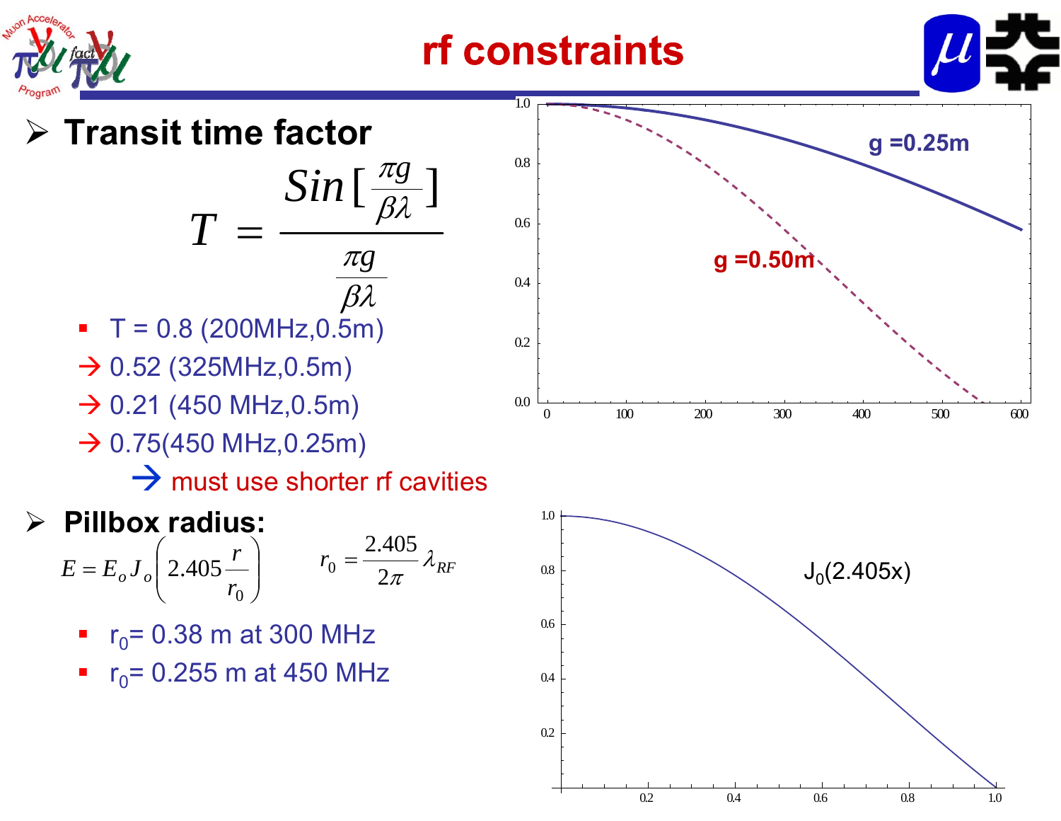# rf constraints

- **Transit time factor**

$$T = \frac{Sin\left[\frac{\pi g}{\beta\lambda}\right]}{\frac{\pi g}{\beta\lambda}}$$

  - T = 0.8 (200MHz,0.5m)
  - → 0.52 (325MHz,0.5m)
  - → 0.21 (450 MHz,0.5m)
  - → 0.75(450 MHz,0.25m)
    - → must use shorter rf cavities

- **Pillbox radius:**

$$E = E_o J_o\left(2.405\frac{r}{r_0}\right) \qquad r_0 = \frac{2.405}{2\pi}\lambda_{RF}$$

  - $r_0$= 0.38 m at 300 MHz
  - $r_0$= 0.255 m at 450 MHz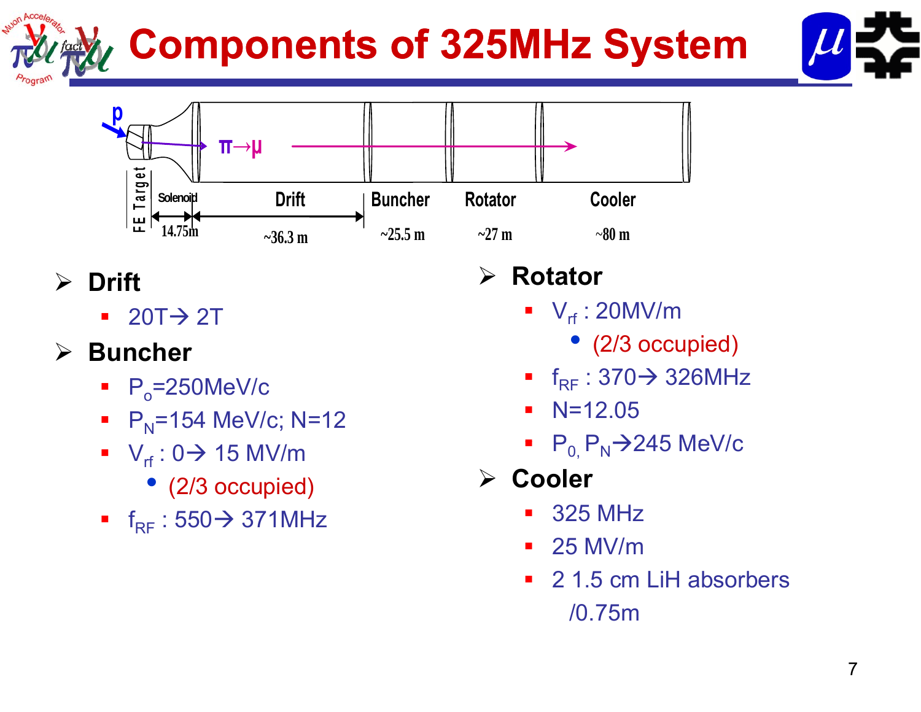# Components of 325MHz System

p

$\pi \rightarrow \mu$

FE Target | Solenoid | Drift | Buncher | Rotator | Cooler

14.75m | ~36.3 m | ~25.5 m | ~27 m | ~80 m

- **Drift**
  - 20T → 2T
- **Buncher**
  - $P_o$=250MeV/c
  - $P_N$=154 MeV/c; N=12
  - $V_{rf}$ : 0→ 15 MV/m
    - (2/3 occupied)
  - $f_{RF}$ : 550→ 371MHz
- **Rotator**
  - $V_{rf}$ : 20MV/m
    - (2/3 occupied)
  - $f_{RF}$ : 370→ 326MHz
  - N=12.05
  - $P_{0,}$ $P_N$→245 MeV/c
- **Cooler**
  - 325 MHz
  - 25 MV/m
  - 2 1.5 cm LiH absorbers /0.75m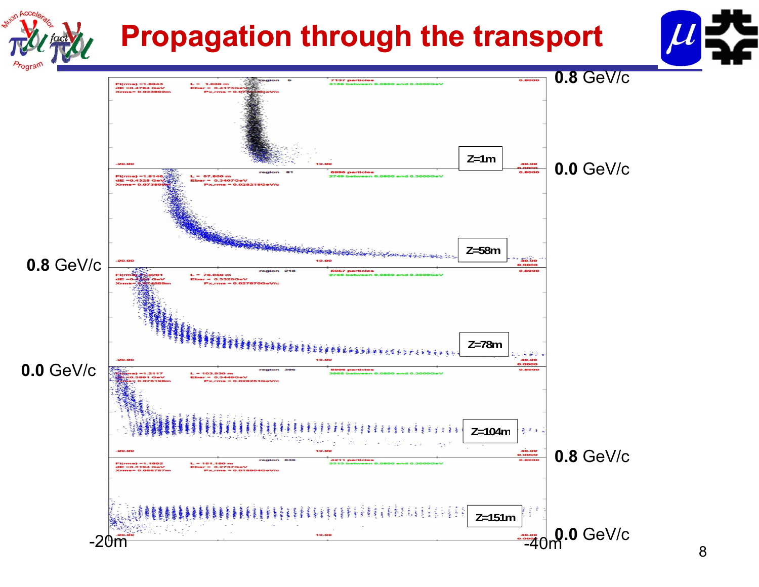# Propagation through the transport

0.8 GeV/c

0.0 GeV/c

Z=1m

Z=58m

0.8 GeV/c

0.0 GeV/c

Z=78m

Z=104m

0.8 GeV/c

Z=151m

0.0 GeV/c

-20m

-40m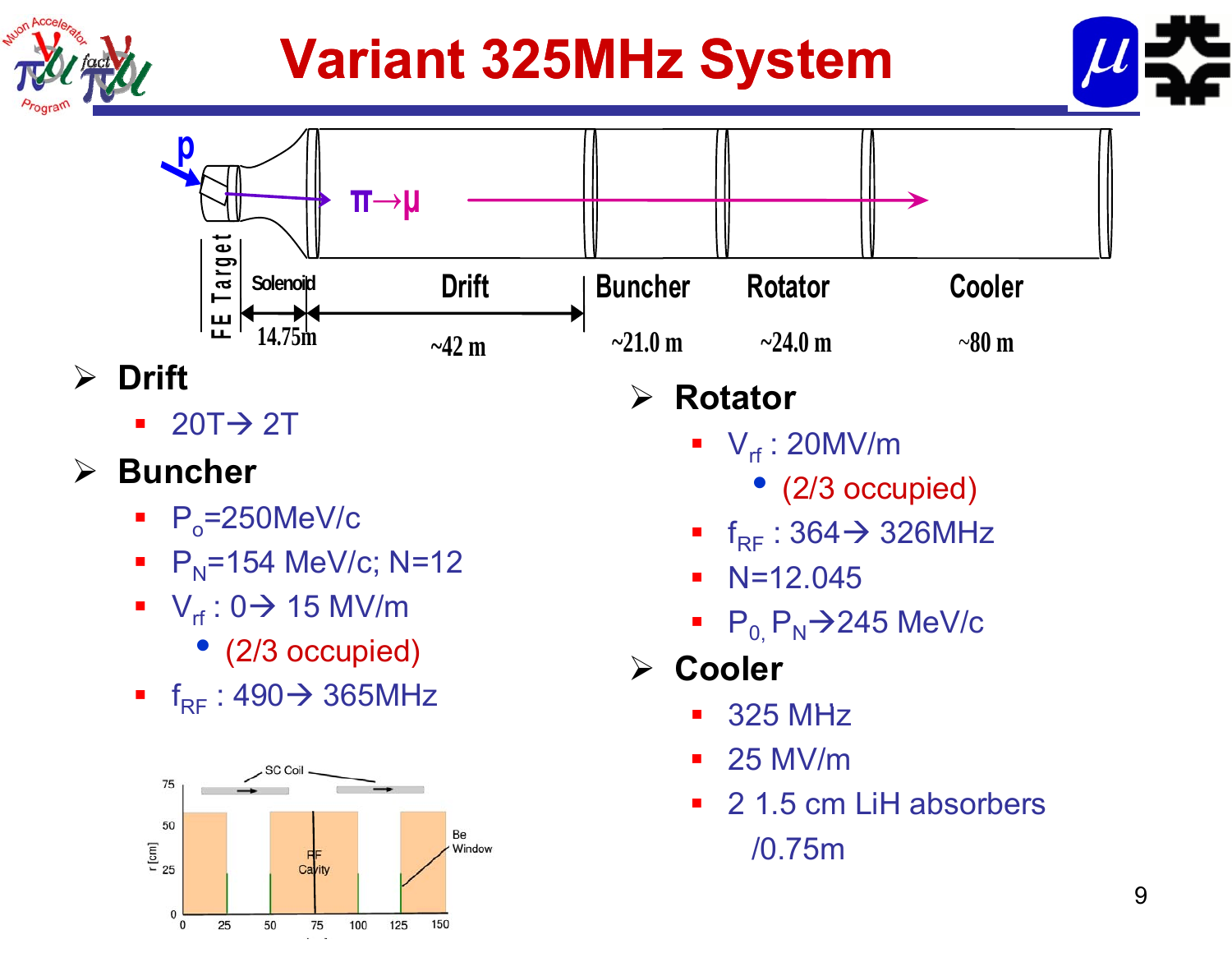# Variant 325MHz System

- **Drift**
  - 20T→ 2T
- **Buncher**
  - $P_o$=250MeV/c
  - $P_N$=154 MeV/c; N=12
  - $V_{rf}$ : 0→ 15 MV/m
    - (2/3 occupied)
  - $f_{RF}$ : 490→ 365MHz
- **Rotator**
  - $V_{rf}$ : 20MV/m
    - (2/3 occupied)
  - $f_{RF}$ : 364→ 326MHz
  - N=12.045
  - $P_{0,}$ $P_N$→245 MeV/c
- **Cooler**
  - 325 MHz
  - 25 MV/m
  - 2 1.5 cm LiH absorbers /0.75m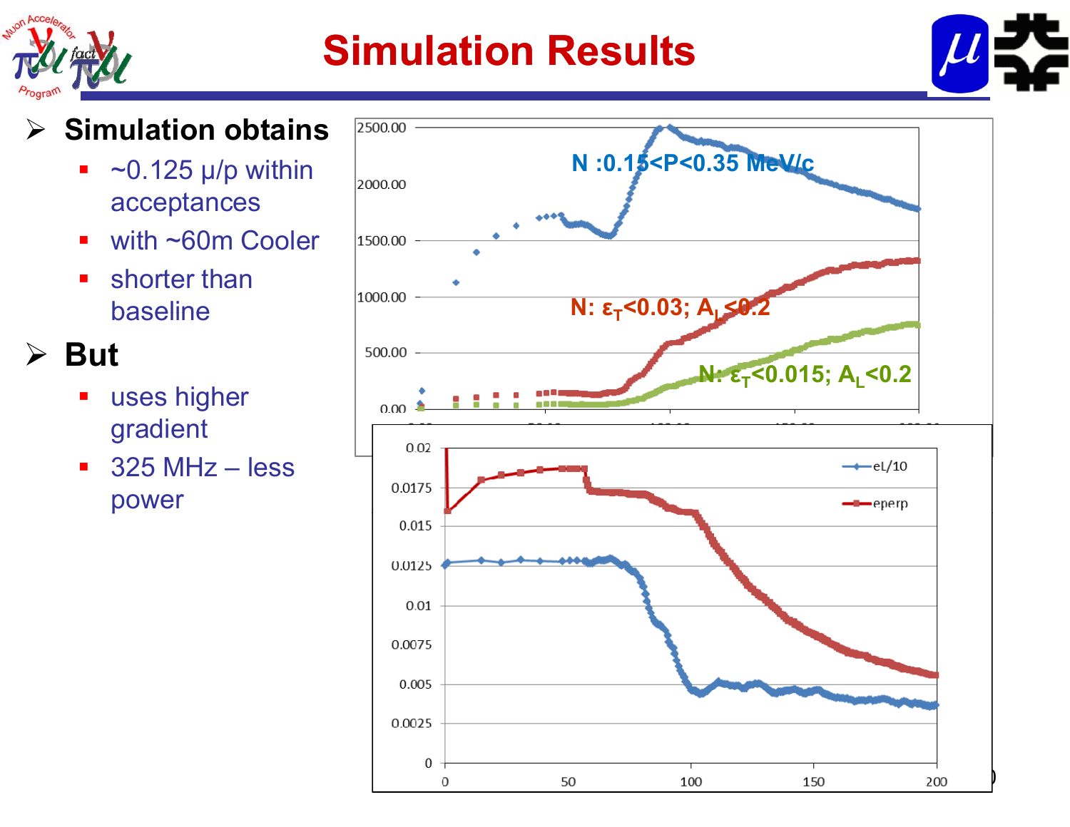# Simulation Results

- **Simulation obtains**
  - ~0.125 μ/p within acceptances
  - with ~60m Cooler
  - shorter than baseline
- **But**
  - uses higher gradient
  - 325 MHz – less power

N :0.15<P<0.35 MeV/c

N: $\varepsilon_T$<0.03; $A_L$<0.2

N: $\varepsilon_T$<0.015; $A_L$<0.2

eL/10

eperp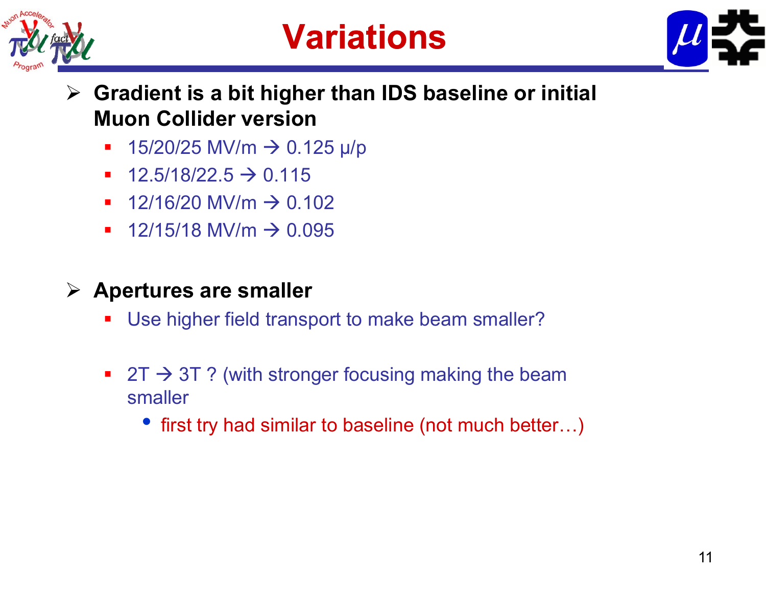# Variations

- **Gradient is a bit higher than IDS baseline or initial Muon Collider version**
  - 15/20/25 MV/m → 0.125 μ/p
  - 12.5/18/22.5 → 0.115
  - 12/16/20 MV/m → 0.102
  - 12/15/18 MV/m → 0.095

- **Apertures are smaller**
  - Use higher field transport to make beam smaller?
  - 2T → 3T ? (with stronger focusing making the beam smaller
    - first try had similar to baseline (not much better…)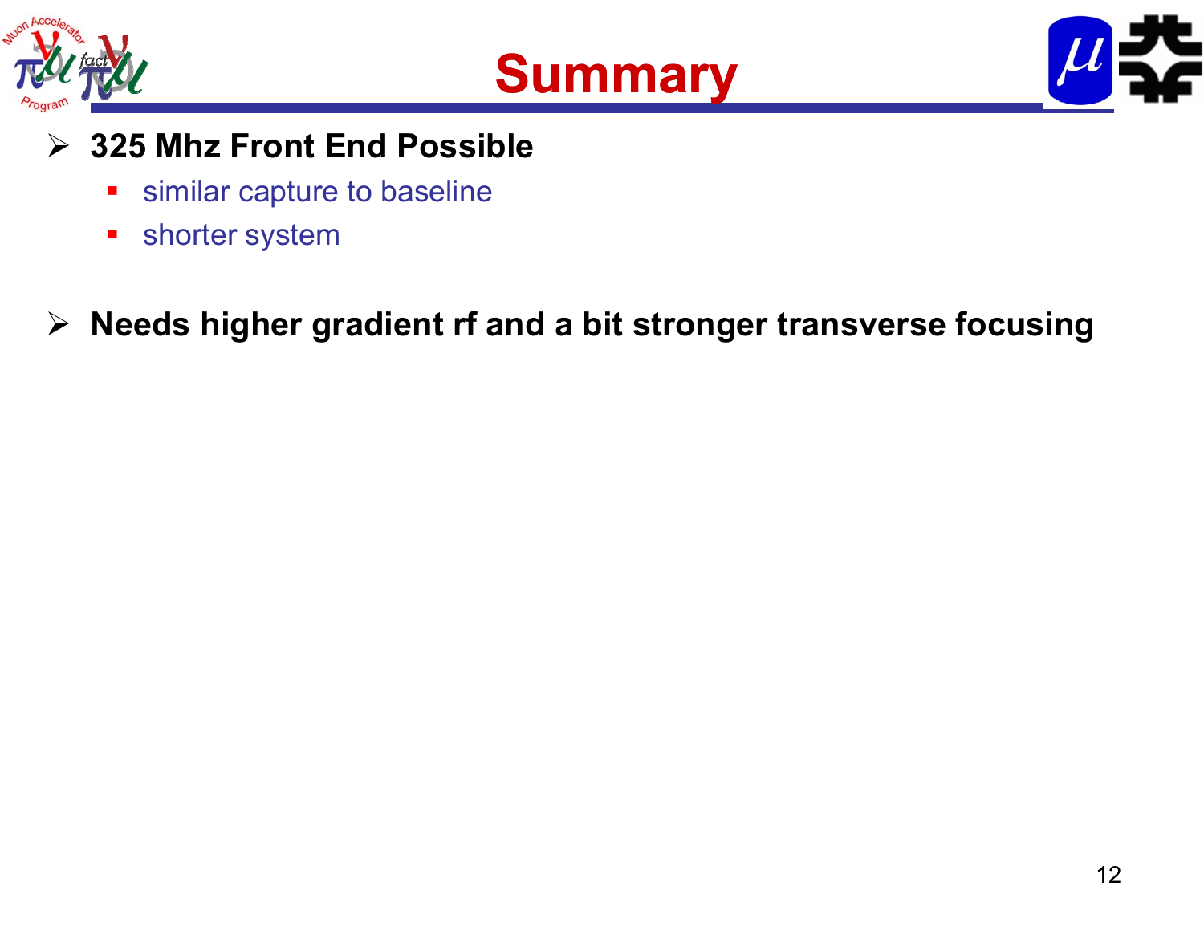# Summary

- **325 Mhz Front End Possible**
  - similar capture to baseline
  - shorter system

- **Needs higher gradient rf and a bit stronger transverse focusing**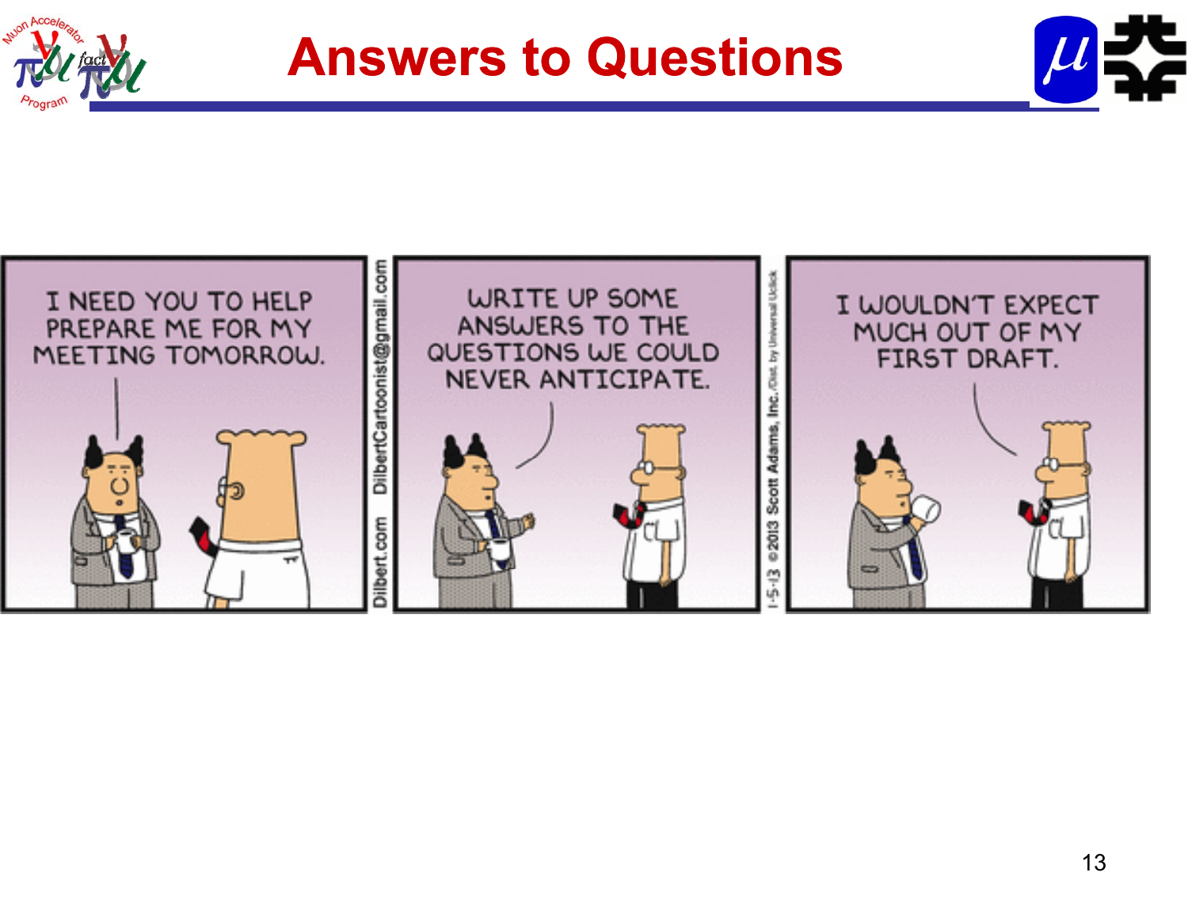# Answers to Questions

I NEED YOU TO HELP PREPARE ME FOR MY MEETING TOMORROW.

WRITE UP SOME ANSWERS TO THE QUESTIONS WE COULD NEVER ANTICIPATE.

I WOULDN'T EXPECT MUCH OUT OF MY FIRST DRAFT.

Dilbert.com DilbertCartoonist@gmail.com

1-5-13 ©2013 Scott Adams, Inc./Dist. by Universal Uclick